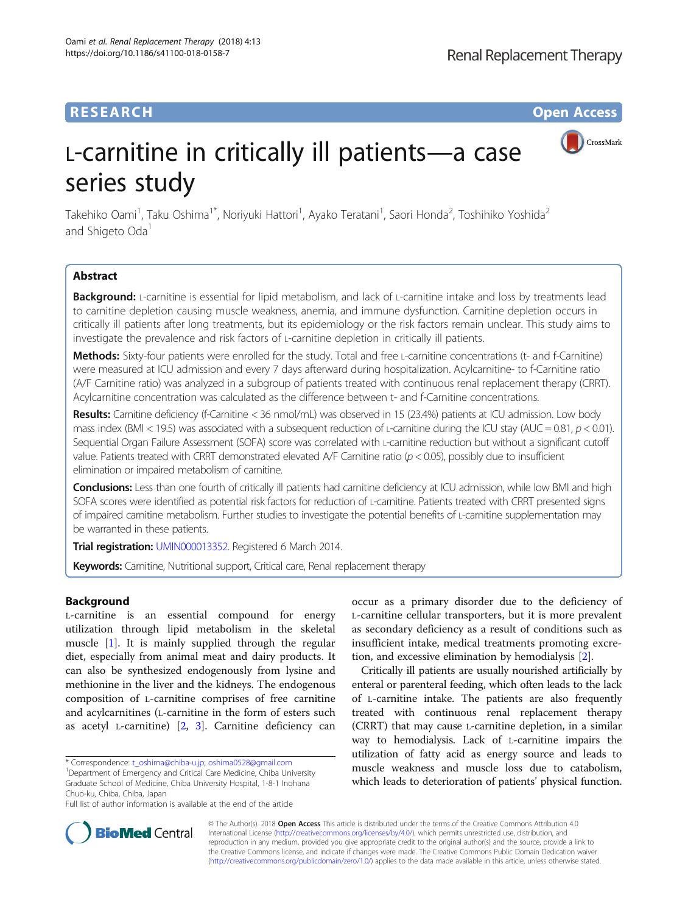RESEARCH Open Access

# L-carnitine in critically ill patients—a case series study

Takehiko Oami[1], Taku Oshima[1*], Noriyuki Hattori[1], Ayako Teratani[1], Saori Honda[2], Toshihiko Yoshida[2] and Shigeto Oda[1]

## Abstract

**Background:** L-carnitine is essential for lipid metabolism, and lack of L-carnitine intake and loss by treatments lead to carnitine depletion causing muscle weakness, anemia, and immune dysfunction. Carnitine depletion occurs in critically ill patients after long treatments, but its epidemiology or the risk factors remain unclear. This study aims to investigate the prevalence and risk factors of L-carnitine depletion in critically ill patients.

**Methods:** Sixty-four patients were enrolled for the study. Total and free L-carnitine concentrations (t- and f-Carnitine) were measured at ICU admission and every 7 days afterward during hospitalization. Acylcarnitine- to f-Carnitine ratio (A/F Carnitine ratio) was analyzed in a subgroup of patients treated with continuous renal replacement therapy (CRRT). Acylcarnitine concentration was calculated as the difference between t- and f-Carnitine concentrations.

**Results:** Carnitine deficiency (f-Carnitine < 36 nmol/mL) was observed in 15 (23.4%) patients at ICU admission. Low body mass index (BMI < 19.5) was associated with a subsequent reduction of L-carnitine during the ICU stay (AUC = 0.81, $p < 0.01$). Sequential Organ Failure Assessment (SOFA) score was correlated with L-carnitine reduction but without a significant cutoff value. Patients treated with CRRT demonstrated elevated A/F Carnitine ratio ($p < 0.05$), possibly due to insufficient elimination or impaired metabolism of carnitine.

**Conclusions:** Less than one fourth of critically ill patients had carnitine deficiency at ICU admission, while low BMI and high SOFA scores were identified as potential risk factors for reduction of L-carnitine. Patients treated with CRRT presented signs of impaired carnitine metabolism. Further studies to investigate the potential benefits of L-carnitine supplementation may be warranted in these patients.

**Trial registration:** UMIN000013352. Registered 6 March 2014.

**Keywords:** Carnitine, Nutritional support, Critical care, Renal replacement therapy

## Background

L-carnitine is an essential compound for energy utilization through lipid metabolism in the skeletal muscle [1]. It is mainly supplied through the regular diet, especially from animal meat and dairy products. It can also be synthesized endogenously from lysine and methionine in the liver and the kidneys. The endogenous composition of L-carnitine comprises of free carnitine and acylcarnitines (L-carnitine in the form of esters such as acetyl L-carnitine) [2, 3]. Carnitine deficiency can occur as a primary disorder due to the deficiency of L-carnitine cellular transporters, but it is more prevalent as secondary deficiency as a result of conditions such as insufficient intake, medical treatments promoting excretion, and excessive elimination by hemodialysis [2].

Critically ill patients are usually nourished artificially by enteral or parenteral feeding, which often leads to the lack of L-carnitine intake. The patients are also frequently treated with continuous renal replacement therapy (CRRT) that may cause L-carnitine depletion, in a similar way to hemodialysis. Lack of L-carnitine impairs the utilization of fatty acid as energy source and leads to muscle weakness and muscle loss due to catabolism, which leads to deterioration of patients' physical function.

\* Correspondence: t_oshima@chiba-u.jp; oshima0528@gmail.com
[1]Department of Emergency and Critical Care Medicine, Chiba University Graduate School of Medicine, Chiba University Hospital, 1-8-1 Inohana Chuo-ku, Chiba, Chiba, Japan
Full list of author information is available at the end of the article

© The Author(s). 2018 **Open Access** This article is distributed under the terms of the Creative Commons Attribution 4.0 International License (http://creativecommons.org/licenses/by/4.0/), which permits unrestricted use, distribution, and reproduction in any medium, provided you give appropriate credit to the original author(s) and the source, provide a link to the Creative Commons license, and indicate if changes were made. The Creative Commons Public Domain Dedication waiver (http://creativecommons.org/publicdomain/zero/1.0/) applies to the data made available in this article, unless otherwise stated.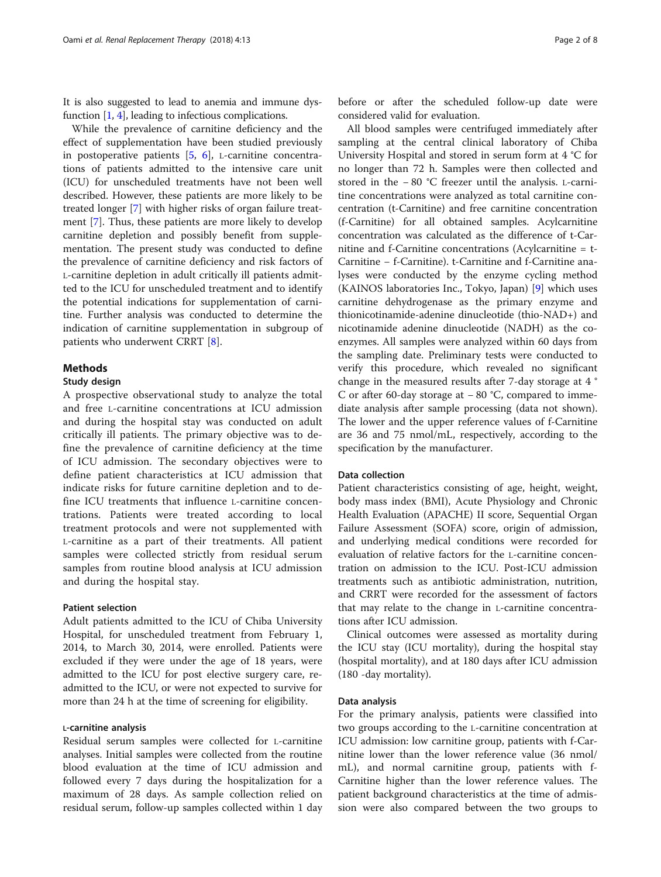It is also suggested to lead to anemia and immune dysfunction [1, 4], leading to infectious complications.

While the prevalence of carnitine deficiency and the effect of supplementation have been studied previously in postoperative patients [5, 6], L-carnitine concentrations of patients admitted to the intensive care unit (ICU) for unscheduled treatments have not been well described. However, these patients are more likely to be treated longer [7] with higher risks of organ failure treatment [7]. Thus, these patients are more likely to develop carnitine depletion and possibly benefit from supplementation. The present study was conducted to define the prevalence of carnitine deficiency and risk factors of L-carnitine depletion in adult critically ill patients admitted to the ICU for unscheduled treatment and to identify the potential indications for supplementation of carnitine. Further analysis was conducted to determine the indication of carnitine supplementation in subgroup of patients who underwent CRRT [8].

## Methods

### Study design

A prospective observational study to analyze the total and free L-carnitine concentrations at ICU admission and during the hospital stay was conducted on adult critically ill patients. The primary objective was to define the prevalence of carnitine deficiency at the time of ICU admission. The secondary objectives were to define patient characteristics at ICU admission that indicate risks for future carnitine depletion and to define ICU treatments that influence L-carnitine concentrations. Patients were treated according to local treatment protocols and were not supplemented with L-carnitine as a part of their treatments. All patient samples were collected strictly from residual serum samples from routine blood analysis at ICU admission and during the hospital stay.

### Patient selection

Adult patients admitted to the ICU of Chiba University Hospital, for unscheduled treatment from February 1, 2014, to March 30, 2014, were enrolled. Patients were excluded if they were under the age of 18 years, were admitted to the ICU for post elective surgery care, readmitted to the ICU, or were not expected to survive for more than 24 h at the time of screening for eligibility.

### L-carnitine analysis

Residual serum samples were collected for L-carnitine analyses. Initial samples were collected from the routine blood evaluation at the time of ICU admission and followed every 7 days during the hospitalization for a maximum of 28 days. As sample collection relied on residual serum, follow-up samples collected within 1 day before or after the scheduled follow-up date were considered valid for evaluation.

All blood samples were centrifuged immediately after sampling at the central clinical laboratory of Chiba University Hospital and stored in serum form at 4 °C for no longer than 72 h. Samples were then collected and stored in the − 80 °C freezer until the analysis. L-carnitine concentrations were analyzed as total carnitine concentration (t-Carnitine) and free carnitine concentration (f-Carnitine) for all obtained samples. Acylcarnitine concentration was calculated as the difference of t-Carnitine and f-Carnitine concentrations (Acylcarnitine = t-Carnitine − f-Carnitine). t-Carnitine and f-Carnitine analyses were conducted by the enzyme cycling method (KAINOS laboratories Inc., Tokyo, Japan) [9] which uses carnitine dehydrogenase as the primary enzyme and thionicotinamide-adenine dinucleotide (thio-NAD+) and nicotinamide adenine dinucleotide (NADH) as the co-enzymes. All samples were analyzed within 60 days from the sampling date. Preliminary tests were conducted to verify this procedure, which revealed no significant change in the measured results after 7-day storage at 4 °C or after 60-day storage at − 80 °C, compared to immediate analysis after sample processing (data not shown). The lower and the upper reference values of f-Carnitine are 36 and 75 nmol/mL, respectively, according to the specification by the manufacturer.

### Data collection

Patient characteristics consisting of age, height, weight, body mass index (BMI), Acute Physiology and Chronic Health Evaluation (APACHE) II score, Sequential Organ Failure Assessment (SOFA) score, origin of admission, and underlying medical conditions were recorded for evaluation of relative factors for the L-carnitine concentration on admission to the ICU. Post-ICU admission treatments such as antibiotic administration, nutrition, and CRRT were recorded for the assessment of factors that may relate to the change in L-carnitine concentrations after ICU admission.

Clinical outcomes were assessed as mortality during the ICU stay (ICU mortality), during the hospital stay (hospital mortality), and at 180 days after ICU admission (180 -day mortality).

### Data analysis

For the primary analysis, patients were classified into two groups according to the L-carnitine concentration at ICU admission: low carnitine group, patients with f-Carnitine lower than the lower reference value (36 nmol/mL), and normal carnitine group, patients with f-Carnitine higher than the lower reference values. The patient background characteristics at the time of admission were also compared between the two groups to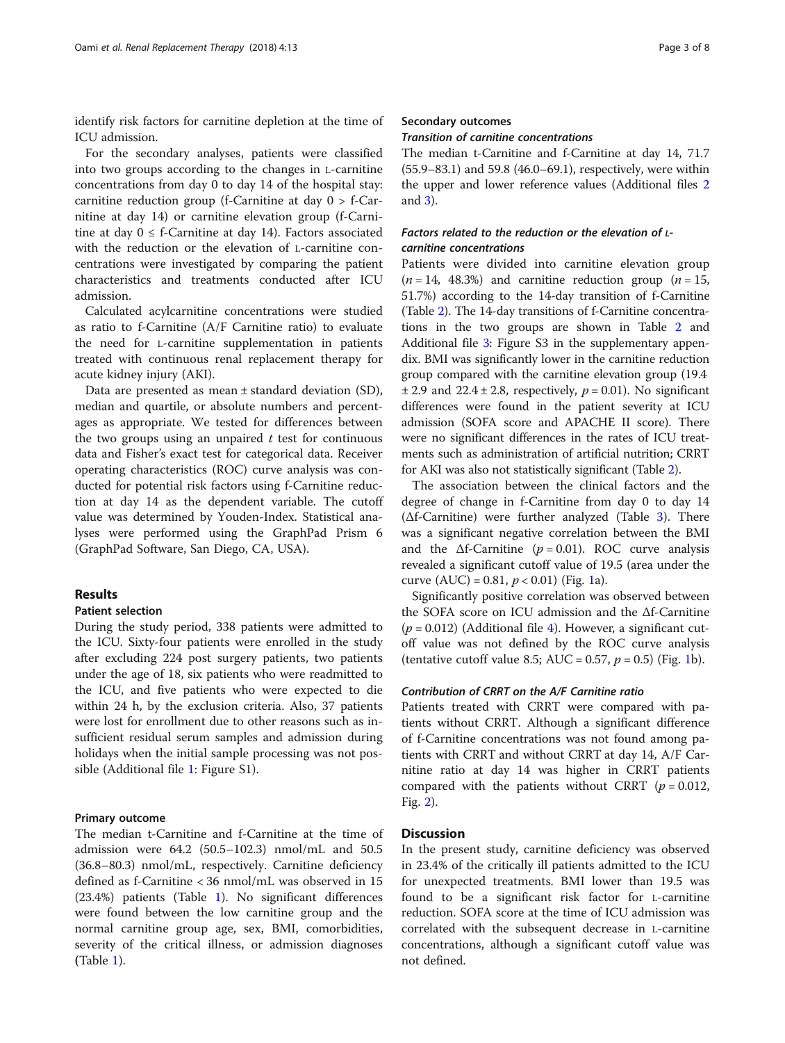identify risk factors for carnitine depletion at the time of ICU admission.

For the secondary analyses, patients were classified into two groups according to the changes in L-carnitine concentrations from day 0 to day 14 of the hospital stay: carnitine reduction group (f-Carnitine at day 0 > f-Carnitine at day 14) or carnitine elevation group (f-Carnitine at day 0 ≤ f-Carnitine at day 14). Factors associated with the reduction or the elevation of L-carnitine concentrations were investigated by comparing the patient characteristics and treatments conducted after ICU admission.

Calculated acylcarnitine concentrations were studied as ratio to f-Carnitine (A/F Carnitine ratio) to evaluate the need for L-carnitine supplementation in patients treated with continuous renal replacement therapy for acute kidney injury (AKI).

Data are presented as mean ± standard deviation (SD), median and quartile, or absolute numbers and percentages as appropriate. We tested for differences between the two groups using an unpaired *t* test for continuous data and Fisher's exact test for categorical data. Receiver operating characteristics (ROC) curve analysis was conducted for potential risk factors using f-Carnitine reduction at day 14 as the dependent variable. The cutoff value was determined by Youden-Index. Statistical analyses were performed using the GraphPad Prism 6 (GraphPad Software, San Diego, CA, USA).

## Results

### Patient selection

During the study period, 338 patients were admitted to the ICU. Sixty-four patients were enrolled in the study after excluding 224 post surgery patients, two patients under the age of 18, six patients who were readmitted to the ICU, and five patients who were expected to die within 24 h, by the exclusion criteria. Also, 37 patients were lost for enrollment due to other reasons such as insufficient residual serum samples and admission during holidays when the initial sample processing was not possible (Additional file 1: Figure S1).

### Primary outcome

The median t-Carnitine and f-Carnitine at the time of admission were 64.2 (50.5–102.3) nmol/mL and 50.5 (36.8–80.3) nmol/mL, respectively. Carnitine deficiency defined as f-Carnitine < 36 nmol/mL was observed in 15 (23.4%) patients (Table 1). No significant differences were found between the low carnitine group and the normal carnitine group age, sex, BMI, comorbidities, severity of the critical illness, or admission diagnoses (Table 1).

### Secondary outcomes

#### *Transition of carnitine concentrations*

The median t-Carnitine and f-Carnitine at day 14, 71.7 (55.9–83.1) and 59.8 (46.0–69.1), respectively, were within the upper and lower reference values (Additional files 2 and 3).

#### *Factors related to the reduction or the elevation of L-carnitine concentrations*

Patients were divided into carnitine elevation group ($n = 14$, 48.3%) and carnitine reduction group ($n = 15$, 51.7%) according to the 14-day transition of f-Carnitine (Table 2). The 14-day transitions of f-Carnitine concentrations in the two groups are shown in Table 2 and Additional file 3: Figure S3 in the supplementary appendix. BMI was significantly lower in the carnitine reduction group compared with the carnitine elevation group (19.4 ± 2.9 and 22.4 ± 2.8, respectively, $p = 0.01$). No significant differences were found in the patient severity at ICU admission (SOFA score and APACHE II score). There were no significant differences in the rates of ICU treatments such as administration of artificial nutrition; CRRT for AKI was also not statistically significant (Table 2).

The association between the clinical factors and the degree of change in f-Carnitine from day 0 to day 14 (Δf-Carnitine) were further analyzed (Table 3). There was a significant negative correlation between the BMI and the Δf-Carnitine ($p = 0.01$). ROC curve analysis revealed a significant cutoff value of 19.5 (area under the curve (AUC) = 0.81, $p < 0.01$) (Fig. 1a).

Significantly positive correlation was observed between the SOFA score on ICU admission and the Δf-Carnitine ($p = 0.012$) (Additional file 4). However, a significant cutoff value was not defined by the ROC curve analysis (tentative cutoff value 8.5; AUC = 0.57, $p = 0.5$) (Fig. 1b).

#### *Contribution of CRRT on the A/F Carnitine ratio*

Patients treated with CRRT were compared with patients without CRRT. Although a significant difference of f-Carnitine concentrations was not found among patients with CRRT and without CRRT at day 14, A/F Carnitine ratio at day 14 was higher in CRRT patients compared with the patients without CRRT ($p = 0.012$, Fig. 2).

## Discussion

In the present study, carnitine deficiency was observed in 23.4% of the critically ill patients admitted to the ICU for unexpected treatments. BMI lower than 19.5 was found to be a significant risk factor for L-carnitine reduction. SOFA score at the time of ICU admission was correlated with the subsequent decrease in L-carnitine concentrations, although a significant cutoff value was not defined.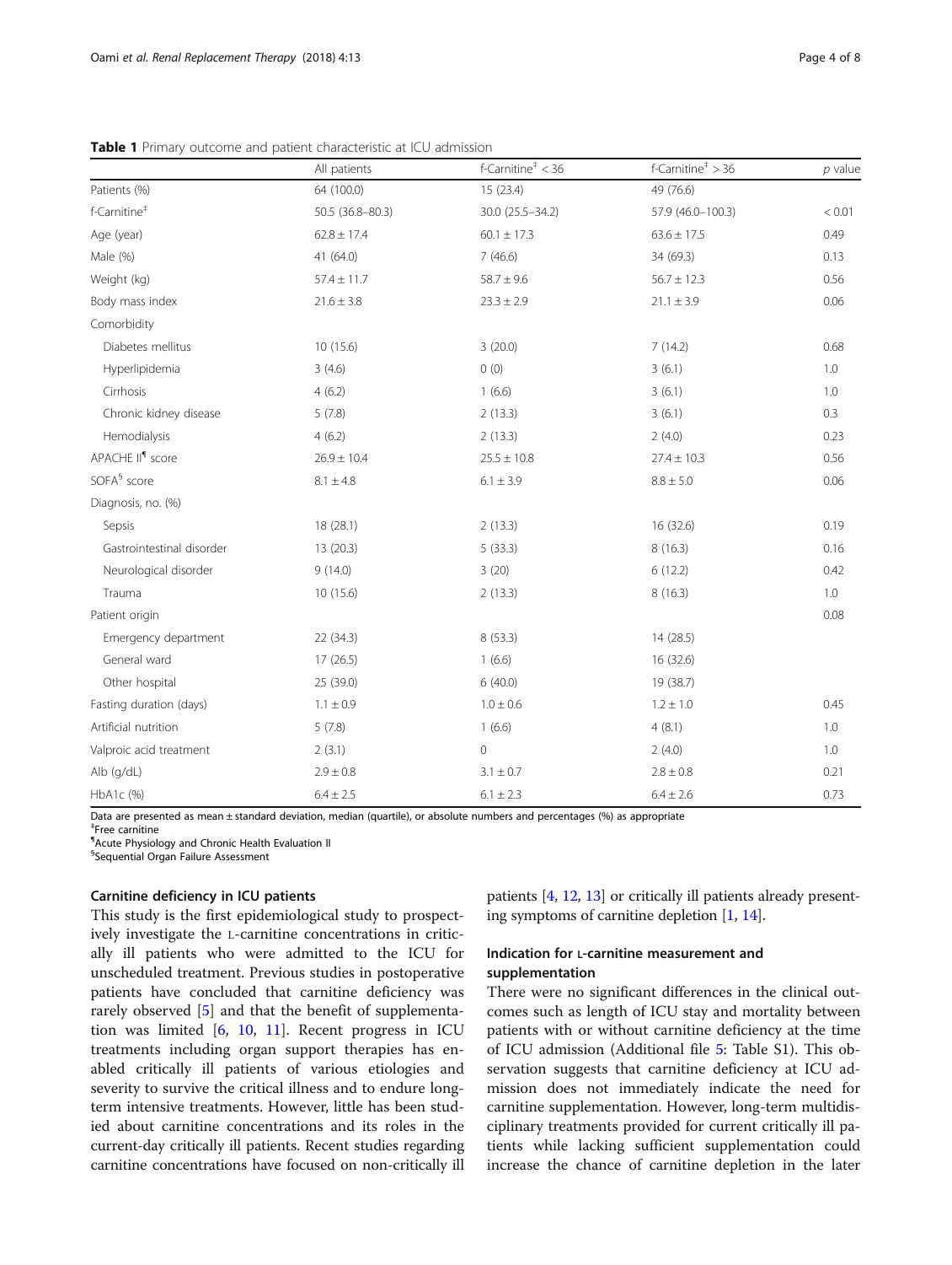**Table 1** Primary outcome and patient characteristic at ICU admission

| | All patients | f-Carnitine[‡] < 36 | f-Carnitine[‡] > 36 | *p* value |
|---|---|---|---|---|
| Patients (%) | 64 (100.0) | 15 (23.4) | 49 (76.6) | |
| f-Carnitine[‡] | 50.5 (36.8–80.3) | 30.0 (25.5–34.2) | 57.9 (46.0–100.3) | < 0.01 |
| Age (year) | 62.8 ± 17.4 | 60.1 ± 17.3 | 63.6 ± 17.5 | 0.49 |
| Male (%) | 41 (64.0) | 7 (46.6) | 34 (69.3) | 0.13 |
| Weight (kg) | 57.4 ± 11.7 | 58.7 ± 9.6 | 56.7 ± 12.3 | 0.56 |
| Body mass index | 21.6 ± 3.8 | 23.3 ± 2.9 | 21.1 ± 3.9 | 0.06 |
| Comorbidity | | | | |
| Diabetes mellitus | 10 (15.6) | 3 (20.0) | 7 (14.2) | 0.68 |
| Hyperlipidemia | 3 (4.6) | 0 (0) | 3 (6.1) | 1.0 |
| Cirrhosis | 4 (6.2) | 1 (6.6) | 3 (6.1) | 1.0 |
| Chronic kidney disease | 5 (7.8) | 2 (13.3) | 3 (6.1) | 0.3 |
| Hemodialysis | 4 (6.2) | 2 (13.3) | 2 (4.0) | 0.23 |
| APACHE II[¶] score | 26.9 ± 10.4 | 25.5 ± 10.8 | 27.4 ± 10.3 | 0.56 |
| SOFA[§] score | 8.1 ± 4.8 | 6.1 ± 3.9 | 8.8 ± 5.0 | 0.06 |
| Diagnosis, no. (%) | | | | |
| Sepsis | 18 (28.1) | 2 (13.3) | 16 (32.6) | 0.19 |
| Gastrointestinal disorder | 13 (20.3) | 5 (33.3) | 8 (16.3) | 0.16 |
| Neurological disorder | 9 (14.0) | 3 (20) | 6 (12.2) | 0.42 |
| Trauma | 10 (15.6) | 2 (13.3) | 8 (16.3) | 1.0 |
| Patient origin | | | | 0.08 |
| Emergency department | 22 (34.3) | 8 (53.3) | 14 (28.5) | |
| General ward | 17 (26.5) | 1 (6.6) | 16 (32.6) | |
| Other hospital | 25 (39.0) | 6 (40.0) | 19 (38.7) | |
| Fasting duration (days) | 1.1 ± 0.9 | 1.0 ± 0.6 | 1.2 ± 1.0 | 0.45 |
| Artificial nutrition | 5 (7.8) | 1 (6.6) | 4 (8.1) | 1.0 |
| Valproic acid treatment | 2 (3.1) | 0 | 2 (4.0) | 1.0 |
| Alb (g/dL) | 2.9 ± 0.8 | 3.1 ± 0.7 | 2.8 ± 0.8 | 0.21 |
| HbA1c (%) | 6.4 ± 2.5 | 6.1 ± 2.3 | 6.4 ± 2.6 | 0.73 |

Data are presented as mean ± standard deviation, median (quartile), or absolute numbers and percentages (%) as appropriate
[‡]Free carnitine
[¶]Acute Physiology and Chronic Health Evaluation II
[§]Sequential Organ Failure Assessment

### Carnitine deficiency in ICU patients

This study is the first epidemiological study to prospectively investigate the L-carnitine concentrations in critically ill patients who were admitted to the ICU for unscheduled treatment. Previous studies in postoperative patients have concluded that carnitine deficiency was rarely observed [5] and that the benefit of supplementation was limited [6, 10, 11]. Recent progress in ICU treatments including organ support therapies has enabled critically ill patients of various etiologies and severity to survive the critical illness and to endure long-term intensive treatments. However, little has been studied about carnitine concentrations and its roles in the current-day critically ill patients. Recent studies regarding carnitine concentrations have focused on non-critically ill patients [4, 12, 13] or critically ill patients already presenting symptoms of carnitine depletion [1, 14].

### Indication for L-carnitine measurement and supplementation

There were no significant differences in the clinical outcomes such as length of ICU stay and mortality between patients with or without carnitine deficiency at the time of ICU admission (Additional file 5: Table S1). This observation suggests that carnitine deficiency at ICU admission does not immediately indicate the need for carnitine supplementation. However, long-term multidisciplinary treatments provided for current critically ill patients while lacking sufficient supplementation could increase the chance of carnitine depletion in the later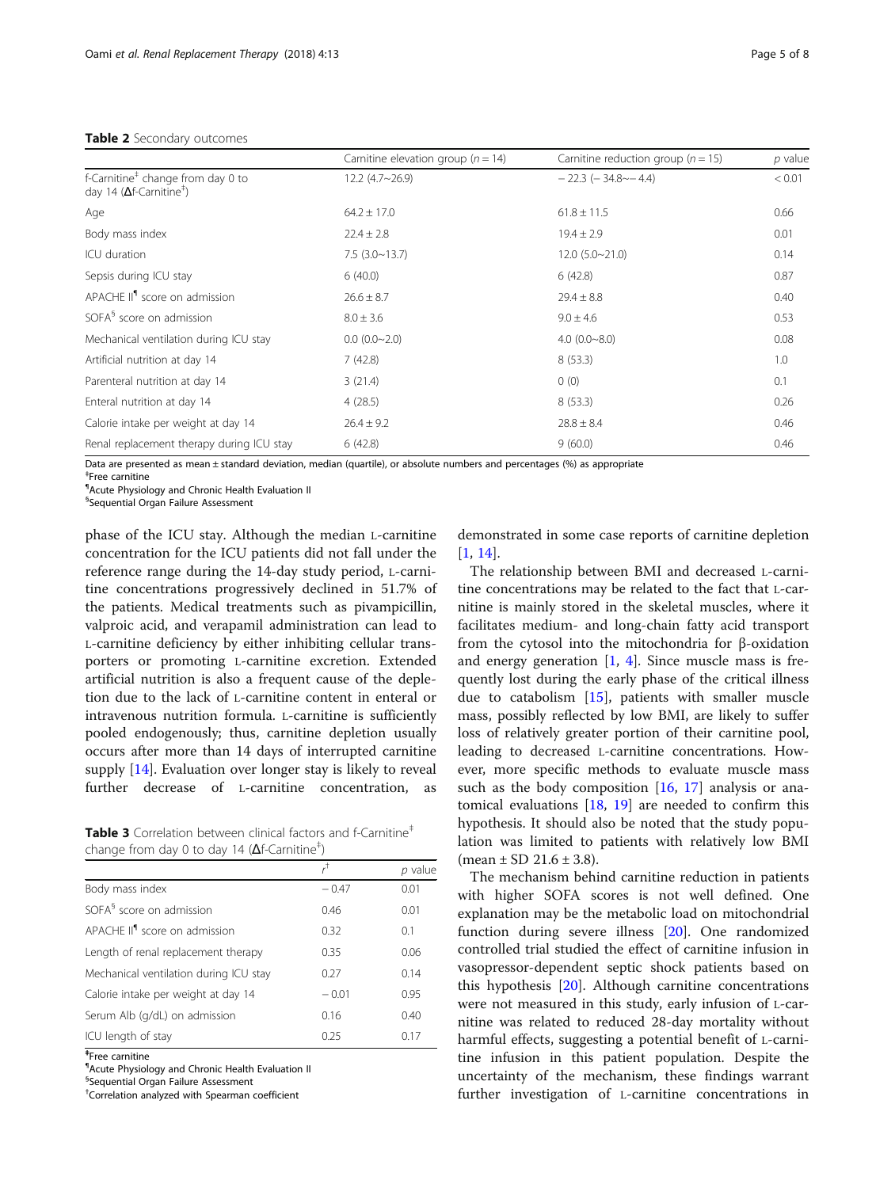**Table 2** Secondary outcomes

| | Carnitine elevation group (n = 14) | Carnitine reduction group (n = 15) | p value |
|---|---|---|---|
| f-Carnitine[‡] change from day 0 to day 14 (Δf-Carnitine[‡]) | 12.2 (4.7~26.9) | − 22.3 (− 34.8~− 4.4) | < 0.01 |
| Age | 64.2 ± 17.0 | 61.8 ± 11.5 | 0.66 |
| Body mass index | 22.4 ± 2.8 | 19.4 ± 2.9 | 0.01 |
| ICU duration | 7.5 (3.0~13.7) | 12.0 (5.0~21.0) | 0.14 |
| Sepsis during ICU stay | 6 (40.0) | 6 (42.8) | 0.87 |
| APACHE II[¶] score on admission | 26.6 ± 8.7 | 29.4 ± 8.8 | 0.40 |
| SOFA[§] score on admission | 8.0 ± 3.6 | 9.0 ± 4.6 | 0.53 |
| Mechanical ventilation during ICU stay | 0.0 (0.0~2.0) | 4.0 (0.0~8.0) | 0.08 |
| Artificial nutrition at day 14 | 7 (42.8) | 8 (53.3) | 1.0 |
| Parenteral nutrition at day 14 | 3 (21.4) | 0 (0) | 0.1 |
| Enteral nutrition at day 14 | 4 (28.5) | 8 (53.3) | 0.26 |
| Calorie intake per weight at day 14 | 26.4 ± 9.2 | 28.8 ± 8.4 | 0.46 |
| Renal replacement therapy during ICU stay | 6 (42.8) | 9 (60.0) | 0.46 |

Data are presented as mean ± standard deviation, median (quartile), or absolute numbers and percentages (%) as appropriate
[‡]Free carnitine
[¶]Acute Physiology and Chronic Health Evaluation II
[§]Sequential Organ Failure Assessment

phase of the ICU stay. Although the median L-carnitine concentration for the ICU patients did not fall under the reference range during the 14-day study period, L-carnitine concentrations progressively declined in 51.7% of the patients. Medical treatments such as pivampicillin, valproic acid, and verapamil administration can lead to L-carnitine deficiency by either inhibiting cellular transporters or promoting L-carnitine excretion. Extended artificial nutrition is also a frequent cause of the depletion due to the lack of L-carnitine content in enteral or intravenous nutrition formula. L-carnitine is sufficiently pooled endogenously; thus, carnitine depletion usually occurs after more than 14 days of interrupted carnitine supply [14]. Evaluation over longer stay is likely to reveal further decrease of L-carnitine concentration, as demonstrated in some case reports of carnitine depletion [1, 14].

**Table 3** Correlation between clinical factors and f-Carnitine[‡] change from day 0 to day 14 (Δf-Carnitine[‡])

| | r[†] | p value |
|---|---|---|
| Body mass index | − 0.47 | 0.01 |
| SOFA[§] score on admission | 0.46 | 0.01 |
| APACHE II[¶] score on admission | 0.32 | 0.1 |
| Length of renal replacement therapy | 0.35 | 0.06 |
| Mechanical ventilation during ICU stay | 0.27 | 0.14 |
| Calorie intake per weight at day 14 | − 0.01 | 0.95 |
| Serum Alb (g/dL) on admission | 0.16 | 0.40 |
| ICU length of stay | 0.25 | 0.17 |

[‡]Free carnitine
[¶]Acute Physiology and Chronic Health Evaluation II
[§]Sequential Organ Failure Assessment
[†]Correlation analyzed with Spearman coefficient

The relationship between BMI and decreased L-carnitine concentrations may be related to the fact that L-carnitine is mainly stored in the skeletal muscles, where it facilitates medium- and long-chain fatty acid transport from the cytosol into the mitochondria for β-oxidation and energy generation [1, 4]. Since muscle mass is frequently lost during the early phase of the critical illness due to catabolism [15], patients with smaller muscle mass, possibly reflected by low BMI, are likely to suffer loss of relatively greater portion of their carnitine pool, leading to decreased L-carnitine concentrations. However, more specific methods to evaluate muscle mass such as the body composition [16, 17] analysis or anatomical evaluations [18, 19] are needed to confirm this hypothesis. It should also be noted that the study population was limited to patients with relatively low BMI (mean ± SD 21.6 ± 3.8).

The mechanism behind carnitine reduction in patients with higher SOFA scores is not well defined. One explanation may be the metabolic load on mitochondrial function during severe illness [20]. One randomized controlled trial studied the effect of carnitine infusion in vasopressor-dependent septic shock patients based on this hypothesis [20]. Although carnitine concentrations were not measured in this study, early infusion of L-carnitine was related to reduced 28-day mortality without harmful effects, suggesting a potential benefit of L-carnitine infusion in this patient population. Despite the uncertainty of the mechanism, these findings warrant further investigation of L-carnitine concentrations in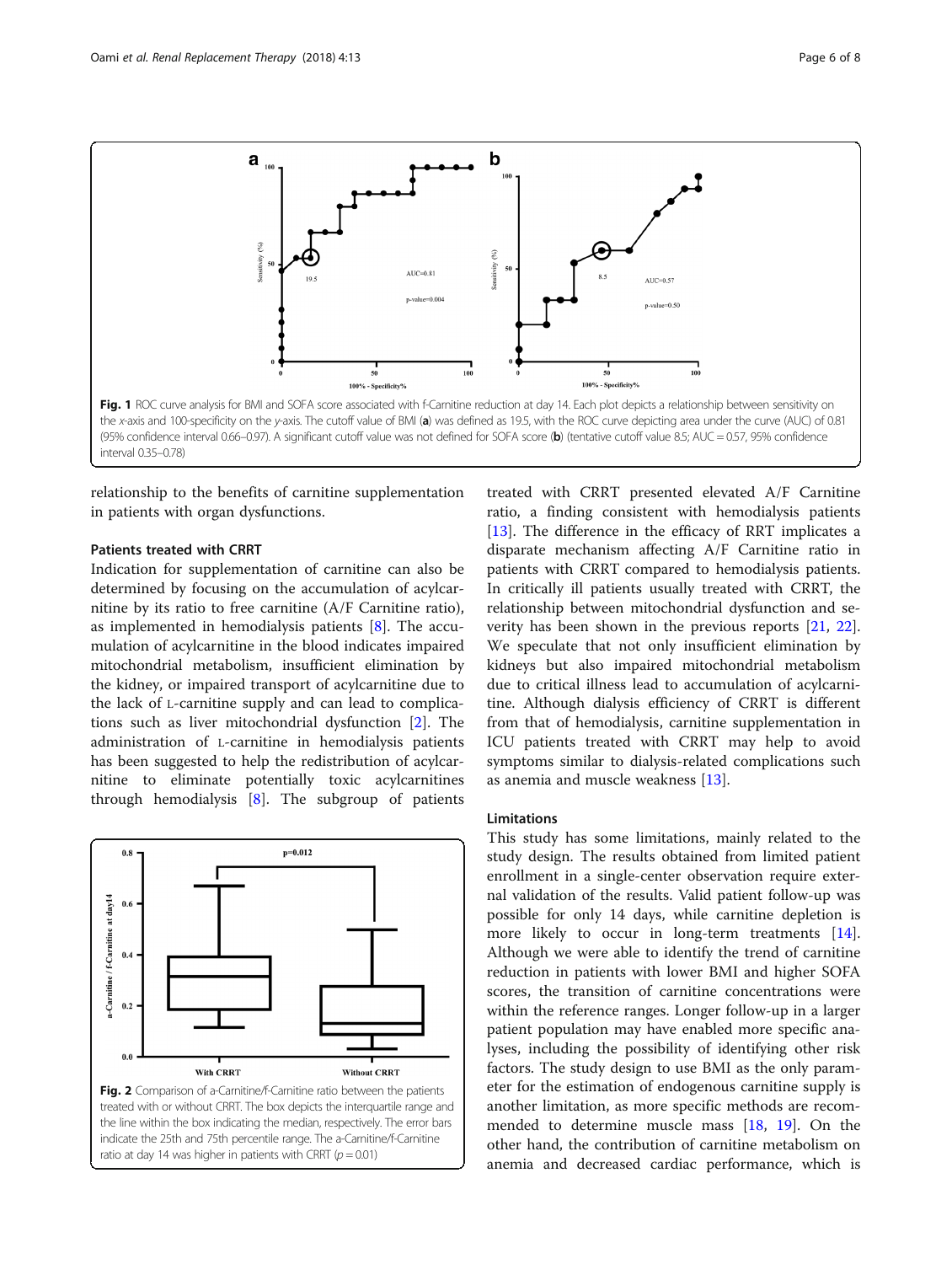**Fig. 1** ROC curve analysis for BMI and SOFA score associated with f-Carnitine reduction at day 14. Each plot depicts a relationship between sensitivity on the x-axis and 100-specificity on the y-axis. The cutoff value of BMI (**a**) was defined as 19.5, with the ROC curve depicting area under the curve (AUC) of 0.81 (95% confidence interval 0.66–0.97). A significant cutoff value was not defined for SOFA score (**b**) (tentative cutoff value 8.5; AUC = 0.57, 95% confidence interval 0.35–0.78)

relationship to the benefits of carnitine supplementation in patients with organ dysfunctions.

### Patients treated with CRRT

Indication for supplementation of carnitine can also be determined by focusing on the accumulation of acylcarnitine by its ratio to free carnitine (A/F Carnitine ratio), as implemented in hemodialysis patients [8]. The accumulation of acylcarnitine in the blood indicates impaired mitochondrial metabolism, insufficient elimination by the kidney, or impaired transport of acylcarnitine due to the lack of L-carnitine supply and can lead to complications such as liver mitochondrial dysfunction [2]. The administration of L-carnitine in hemodialysis patients has been suggested to help the redistribution of acylcarnitine to eliminate potentially toxic acylcarnitines through hemodialysis [8]. The subgroup of patients treated with CRRT presented elevated A/F Carnitine ratio, a finding consistent with hemodialysis patients [13]. The difference in the efficacy of RRT implicates a disparate mechanism affecting A/F Carnitine ratio in patients with CRRT compared to hemodialysis patients. In critically ill patients usually treated with CRRT, the relationship between mitochondrial dysfunction and severity has been shown in the previous reports [21, 22]. We speculate that not only insufficient elimination by kidneys but also impaired mitochondrial metabolism due to critical illness lead to accumulation of acylcarnitine. Although dialysis efficiency of CRRT is different from that of hemodialysis, carnitine supplementation in ICU patients treated with CRRT may help to avoid symptoms similar to dialysis-related complications such as anemia and muscle weakness [13].

**Fig. 2** Comparison of a-Carnitine/f-Carnitine ratio between the patients treated with or without CRRT. The box depicts the interquartile range and the line within the box indicating the median, respectively. The error bars indicate the 25th and 75th percentile range. The a-Carnitine/f-Carnitine ratio at day 14 was higher in patients with CRRT ($p = 0.01$)

### Limitations

This study has some limitations, mainly related to the study design. The results obtained from limited patient enrollment in a single-center observation require external validation of the results. Valid patient follow-up was possible for only 14 days, while carnitine depletion is more likely to occur in long-term treatments [14]. Although we were able to identify the trend of carnitine reduction in patients with lower BMI and higher SOFA scores, the transition of carnitine concentrations were within the reference ranges. Longer follow-up in a larger patient population may have enabled more specific analyses, including the possibility of identifying other risk factors. The study design to use BMI as the only parameter for the estimation of endogenous carnitine supply is another limitation, as more specific methods are recommended to determine muscle mass [18, 19]. On the other hand, the contribution of carnitine metabolism on anemia and decreased cardiac performance, which is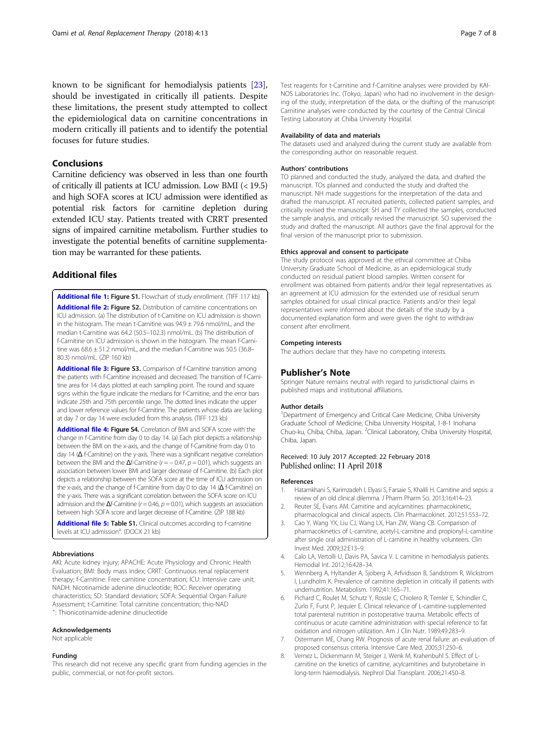known to be significant for hemodialysis patients [23], should be investigated in critically ill patients. Despite these limitations, the present study attempted to collect the epidemiological data on carnitine concentrations in modern critically ill patients and to identify the potential focuses for future studies.

## Conclusions

Carnitine deficiency was observed in less than one fourth of critically ill patients at ICU admission. Low BMI (< 19.5) and high SOFA scores at ICU admission were identified as potential risk factors for carnitine depletion during extended ICU stay. Patients treated with CRRT presented signs of impaired carnitine metabolism. Further studies to investigate the potential benefits of carnitine supplementation may be warranted for these patients.

## Additional files

**Additional file 1: Figure S1.** Flowchart of study enrollment. (TIFF 117 kb)

**Additional file 2: Figure S2.** Distribution of carnitine concentrations on ICU admission. (a) The distribution of t-Carnitine on ICU admission is shown in the histogram. The mean t-Carnitine was 94.9 ± 79.6 nmol/mL, and the median t-Carnitine was 64.2 (50.5–102.3) nmol/mL. (b) The distribution of f-Carnitine on ICU admission is shown in the histogram. The mean f-Carnitine was 68.6 ± 51.2 nmol/mL, and the median f-Carnitine was 50.5 (36.8–80.3) nmol/mL. (ZIP 160 kb)

**Additional file 3: Figure S3.** Comparison of f-Carnitine transition among the patients with f-Carnitine increased and decreased. The transition of f-Carnitine area for 14 days plotted at each sampling point. The round and square signs within the figure indicate the medians for f-Carnitine, and the error bars indicate 25th and 75th percentile range. The dotted lines indicate the upper and lower reference values for f-Carnitine. The patients whose data are lacking at day 7 or day 14 were excluded from this analysis. (TIFF 123 kb)

**Additional file 4: Figure S4.** Correlation of BMI and SOFA score with the change in f-Carnitine from day 0 to day 14. (a) Each plot depicts a relationship between the BMI on the x-axis, and the change of f-Carnitine from day 0 to day 14 (Δ f-Carnitine) on the y-axis. There was a significant negative correlation between the BMI and the Δf-Carnitine ($r = -0.47$, $p = 0.01$), which suggests an association between lower BMI and larger decrease of f-Carnitine. (b) Each plot depicts a relationship between the SOFA score at the time of ICU admission on the x-axis, and the change of f-Carnitine from day 0 to day 14 (Δ f-Carnitine) on the y-axis. There was a significant correlation between the SOFA score on ICU admission and the Δf-Carnitine ($r = 0.46$, $p = 0.01$), which suggests an association between high SOFA score and larger decrease of f-Carnitine. (ZIP 188 kb)

**Additional file 5: Table S1.** Clinical outcomes according to f-carnitine levels at ICU admission[a]. (DOCX 21 kb)

#### Abbreviations

AKI: Acute kidney injury; APACHE: Acute Physiology and Chronic Health Evaluation; BMI: Body mass index; CRRT: Continuous renal replacement therapy; f-Carnitine: Free carnitine concentration; ICU: Intensive care unit; NADH: Nicotinamide adenine dinucleotide; ROC: Receiver operating characteristics; SD: Standard deviation; SOFA: Sequential Organ Failure Assessment; t-Carnitine: Total carnitine concentration; thio-NAD[+]: Thionicotinamide-adenine dinucleotide

#### Acknowledgements

Not applicable

#### Funding

This research did not receive any specific grant from funding agencies in the public, commercial, or not-for-profit sectors.

Test reagents for t-Carnitine and f-Carnitine analyses were provided by KAINOS Laboratories Inc. (Tokyo, Japan) who had no involvement in the designing of the study, interpretation of the data, or the drafting of the manuscript. Carnitine analyses were conducted by the courtesy of the Central Clinical Testing Laboratory at Chiba University Hospital.

#### Availability of data and materials

The datasets used and analyzed during the current study are available from the corresponding author on reasonable request.

#### Authors' contributions

TO planned and conducted the study, analyzed the data, and drafted the manuscript. TOs planned and conducted the study and drafted the manuscript. NH made suggestions for the interpretation of the data and drafted the manuscript. AT recruited patients, collected patient samples, and critically revised the manuscript. SH and TY collected the samples, conducted the sample analysis, and critically revised the manuscript. SO supervised the study and drafted the manuscript. All authors gave the final approval for the final version of the manuscript prior to submission.

#### Ethics approval and consent to participate

The study protocol was approved at the ethical committee at Chiba University Graduate School of Medicine, as an epidemiological study conducted on residual patient blood samples. Written consent for enrollment was obtained from patients and/or their legal representatives as an agreement at ICU admission for the extended use of residual serum samples obtained for usual clinical practice. Patients and/or their legal representatives were informed about the details of the study by a documented explanation form and were given the right to withdraw consent after enrollment.

#### Competing interests

The authors declare that they have no competing interests.

## Publisher's Note

Springer Nature remains neutral with regard to jurisdictional claims in published maps and institutional affiliations.

#### Author details

[1]Department of Emergency and Critical Care Medicine, Chiba University Graduate School of Medicine, Chiba University Hospital, 1-8-1 Inohana Chuo-ku, Chiba, Chiba, Japan. [2]Clinical Laboratory, Chiba University Hospital, Chiba, Japan.

Received: 10 July 2017 Accepted: 22 February 2018
Published online: 11 April 2018

#### References

1. Hatamkhani S, Karimzadeh I, Elyasi S, Farsaie S, Khalili H. Carnitine and sepsis: a review of an old clinical dilemma. J Pharm Pharm Sci. 2013;16:414–23.
2. Reuter SE, Evans AM. Carnitine and acylcarnitines: pharmacokinetic, pharmacological and clinical aspects. Clin Pharmacokinet. 2012;51:553–72.
3. Cao Y, Wang YX, Liu CJ, Wang LX, Han ZW, Wang CB. Comparison of pharmacokinetics of L-carnitine, acetyl-L-carnitine and propionyl-L-carnitine after single oral administration of L-carnitine in healthy volunteers. Clin Invest Med. 2009;32:E13–9.
4. Calo LA, Vertolli U, Davis PA, Savica V. L carnitine in hemodialysis patients. Hemodial Int. 2012;16:428–34.
5. Wennberg A, Hyltander A, Sjoberg A, Arfvidsson B, Sandstrom R, Wickstrom I, Lundholm K. Prevalence of carnitine depletion in critically ill patients with undernutrition. Metabolism. 1992;41:165–71.
6. Pichard C, Roulet M, Schutz Y, Rossle C, Chiolero R, Temler E, Schindler C, Zurlo F, Furst P, Jequier E. Clinical relevance of L-carnitine-supplemented total parenteral nutrition in postoperative trauma. Metabolic effects of continuous or acute carnitine administration with special reference to fat oxidation and nitrogen utilization. Am J Clin Nutr. 1989;49:283–9.
7. Ostermann ME, Chang RW. Prognosis of acute renal failure: an evaluation of proposed consensus criteria. Intensive Care Med. 2005;31:250–6.
8. Vernez L, Dickenmann M, Steiger J, Wenk M, Krahenbuhl S. Effect of L-carnitine on the kinetics of carnitine, acylcarnitines and butyrobetaine in long-term haemodialysis. Nephrol Dial Transplant. 2006;21:450–8.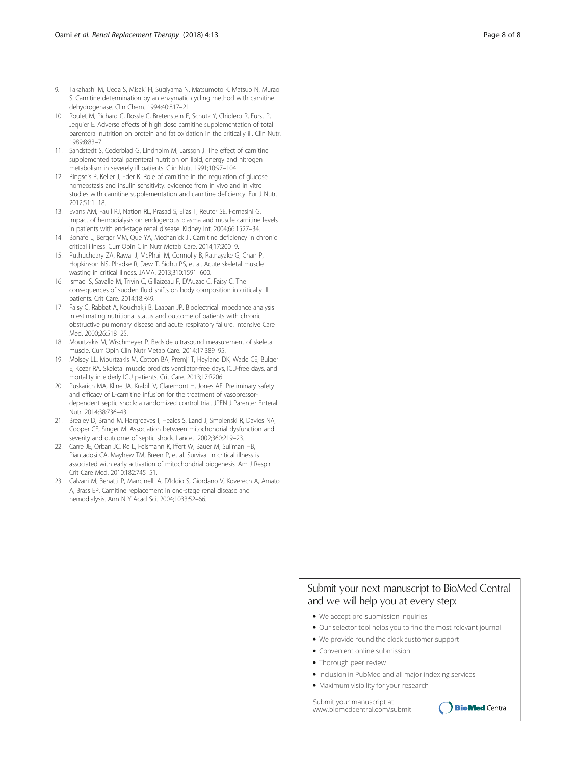9. Takahashi M, Ueda S, Misaki H, Sugiyama N, Matsumoto K, Matsuo N, Murao S. Carnitine determination by an enzymatic cycling method with carnitine dehydrogenase. Clin Chem. 1994;40:817–21.
10. Roulet M, Pichard C, Rossle C, Bretenstein E, Schutz Y, Chiolero R, Furst P, Jequier E. Adverse effects of high dose carnitine supplementation of total parenteral nutrition on protein and fat oxidation in the critically ill. Clin Nutr. 1989;8:83–7.
11. Sandstedt S, Cederblad G, Lindholm M, Larsson J. The effect of carnitine supplemented total parenteral nutrition on lipid, energy and nitrogen metabolism in severely ill patients. Clin Nutr. 1991;10:97–104.
12. Ringseis R, Keller J, Eder K. Role of carnitine in the regulation of glucose homeostasis and insulin sensitivity: evidence from in vivo and in vitro studies with carnitine supplementation and carnitine deficiency. Eur J Nutr. 2012;51:1–18.
13. Evans AM, Faull RJ, Nation RL, Prasad S, Elias T, Reuter SE, Fornasini G. Impact of hemodialysis on endogenous plasma and muscle carnitine levels in patients with end-stage renal disease. Kidney Int. 2004;66:1527–34.
14. Bonafe L, Berger MM, Que YA, Mechanick JI. Carnitine deficiency in chronic critical illness. Curr Opin Clin Nutr Metab Care. 2014;17:200–9.
15. Puthucheary ZA, Rawal J, McPhail M, Connolly B, Ratnayake G, Chan P, Hopkinson NS, Phadke R, Dew T, Sidhu PS, et al. Acute skeletal muscle wasting in critical illness. JAMA. 2013;310:1591–600.
16. Ismael S, Savalle M, Trivin C, Gillaizeau F, D'Auzac C, Faisy C. The consequences of sudden fluid shifts on body composition in critically ill patients. Crit Care. 2014;18:R49.
17. Faisy C, Rabbat A, Kouchakji B, Laaban JP. Bioelectrical impedance analysis in estimating nutritional status and outcome of patients with chronic obstructive pulmonary disease and acute respiratory failure. Intensive Care Med. 2000;26:518–25.
18. Mourtzakis M, Wischmeyer P. Bedside ultrasound measurement of skeletal muscle. Curr Opin Clin Nutr Metab Care. 2014;17:389–95.
19. Moisey LL, Mourtzakis M, Cotton BA, Premji T, Heyland DK, Wade CE, Bulger E, Kozar RA. Skeletal muscle predicts ventilator-free days, ICU-free days, and mortality in elderly ICU patients. Crit Care. 2013;17:R206.
20. Puskarich MA, Kline JA, Krabill V, Claremont H, Jones AE. Preliminary safety and efficacy of L-carnitine infusion for the treatment of vasopressor-dependent septic shock: a randomized control trial. JPEN J Parenter Enteral Nutr. 2014;38:736–43.
21. Brealey D, Brand M, Hargreaves I, Heales S, Land J, Smolenski R, Davies NA, Cooper CE, Singer M. Association between mitochondrial dysfunction and severity and outcome of septic shock. Lancet. 2002;360:219–23.
22. Carre JE, Orban JC, Re L, Felsmann K, Iffert W, Bauer M, Suliman HB, Piantadosi CA, Mayhew TM, Breen P, et al. Survival in critical illness is associated with early activation of mitochondrial biogenesis. Am J Respir Crit Care Med. 2010;182:745–51.
23. Calvani M, Benatti P, Mancinelli A, D'Iddio S, Giordano V, Koverech A, Amato A, Brass EP. Carnitine replacement in end-stage renal disease and hemodialysis. Ann N Y Acad Sci. 2004;1033:52–66.

Submit your next manuscript to BioMed Central and we will help you at every step:

- We accept pre-submission inquiries
- Our selector tool helps you to find the most relevant journal
- We provide round the clock customer support
- Convenient online submission
- Thorough peer review
- Inclusion in PubMed and all major indexing services
- Maximum visibility for your research

Submit your manuscript at www.biomedcentral.com/submit

BioMed Central